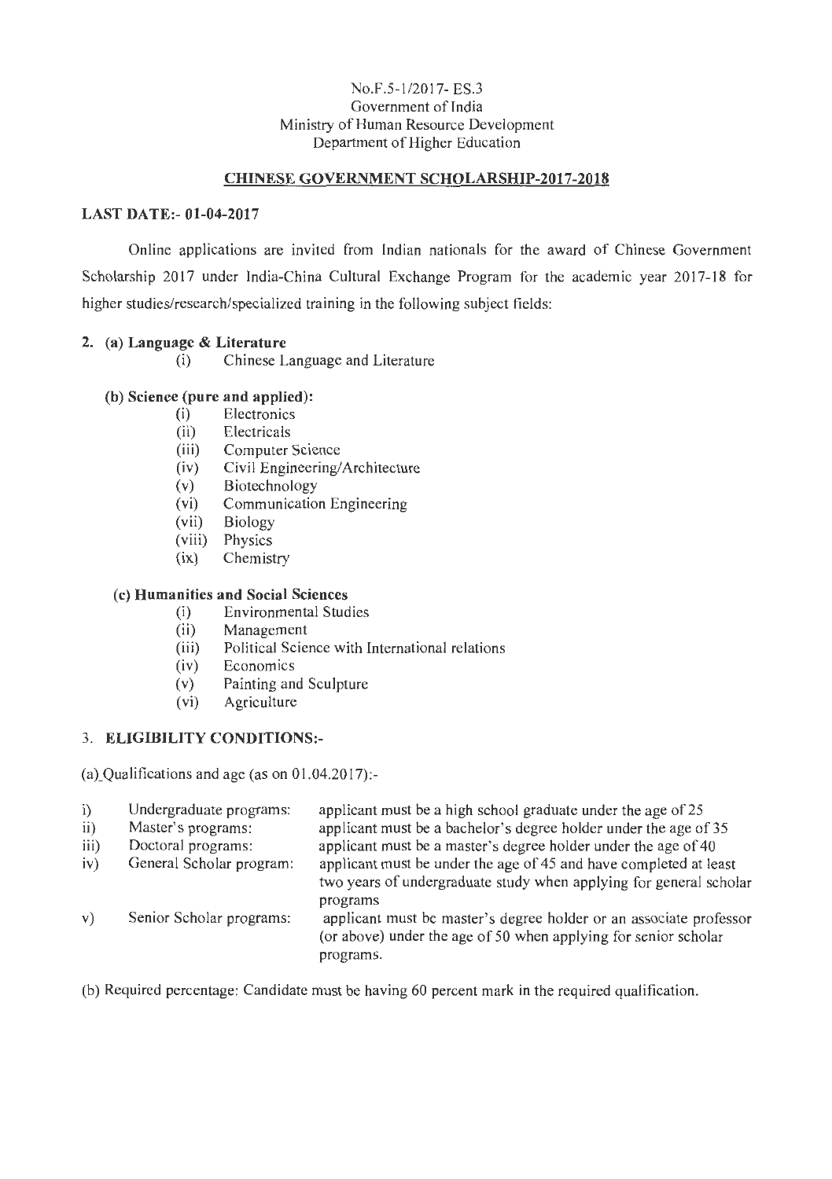No.F.5-1/2017- ES.3
Government of India
Ministry of Human Resource Development
Department of Higher Education

## CHINESE GOVERNMENT SCHOLARSHIP-2017-2018

**LAST DATE:- 01-04-2017**

Online applications are invited from Indian nationals for the award of Chinese Government Scholarship 2017 under India-China Cultural Exchange Program for the academic year 2017-18 for higher studies/research/specialized training in the following subject fields:

**2. (a) Language & Literature**

(i) Chinese Language and Literature

**(b) Science (pure and applied):**

(i) Electronics
(ii) Electricals
(iii) Computer Science
(iv) Civil Engineering/Architecture
(v) Biotechnology
(vi) Communication Engineering
(vii) Biology
(viii) Physics
(ix) Chemistry

**(c) Humanities and Social Sciences**

(i) Environmental Studies
(ii) Management
(iii) Political Science with International relations
(iv) Economics
(v) Painting and Sculpture
(vi) Agriculture

3. **ELIGIBILITY CONDITIONS:-**

(a) Qualifications and age (as on 01.04.2017):-

| | | |
|---|---|---|
| i) | Undergraduate programs: | applicant must be a high school graduate under the age of 25 |
| ii) | Master's programs: | applicant must be a bachelor's degree holder under the age of 35 |
| iii) | Doctoral programs: | applicant must be a master's degree holder under the age of 40 |
| iv) | General Scholar program: | applicant must be under the age of 45 and have completed at least two years of undergraduate study when applying for general scholar programs |
| v) | Senior Scholar programs: | applicant must be master's degree holder or an associate professor (or above) under the age of 50 when applying for senior scholar programs. |

(b) Required percentage: Candidate must be having 60 percent mark in the required qualification.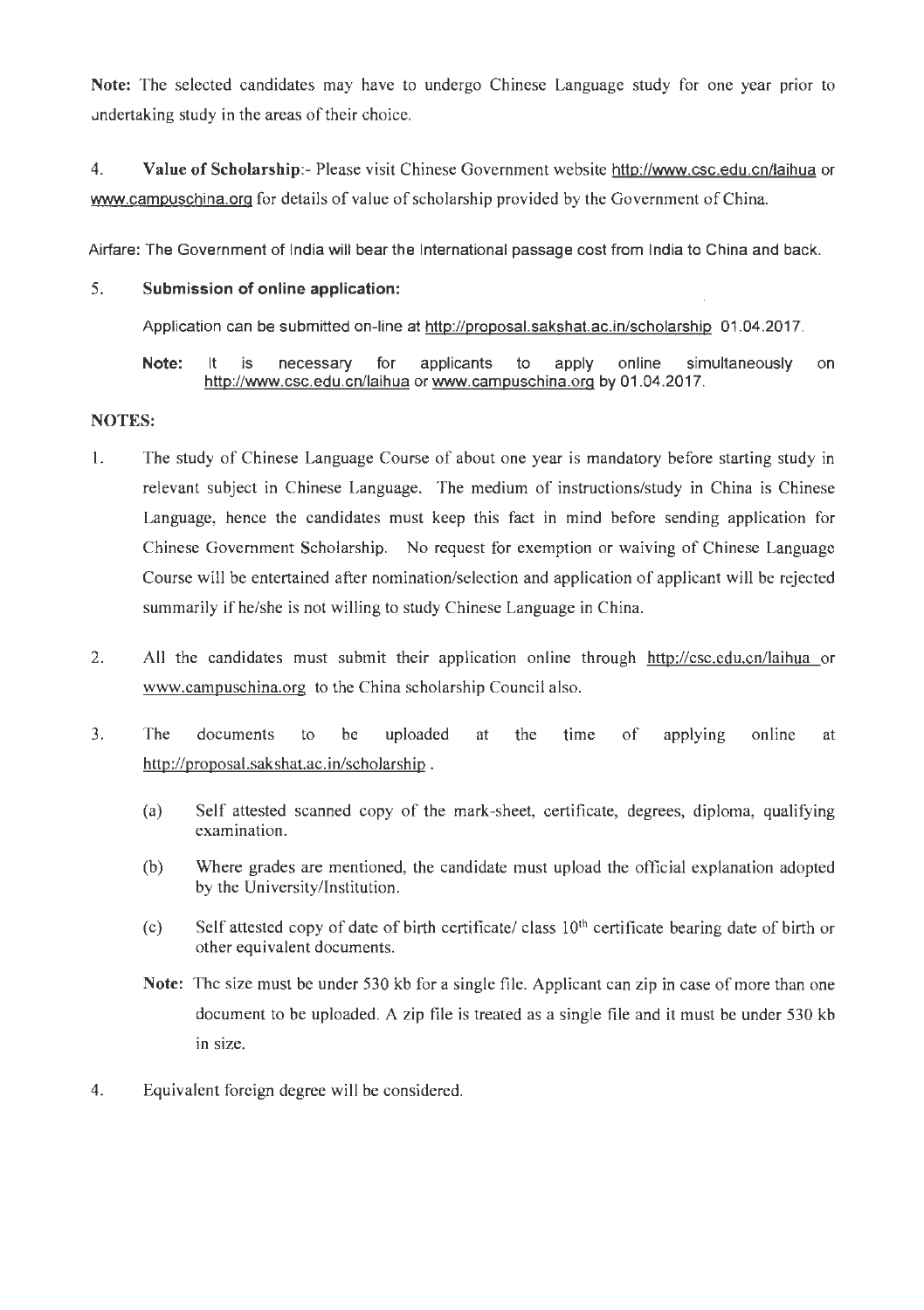**Note:** The selected candidates may have to undergo Chinese Language study for one year prior to undertaking study in the areas of their choice.

4. **Value of Scholarship**:- Please visit Chinese Government website http://www.csc.edu.cn/laihua or www.campuschina.org for details of value of scholarship provided by the Government of China.

Airfare: The Government of India will bear the International passage cost from India to China and back.

5. **Submission of online application:**

   Application can be submitted on-line at http://proposal.sakshat.ac.in/scholarship 01.04.2017.

   **Note:** It is necessary for applicants to apply online simultaneously on http://www.csc.edu.cn/laihua or www.campuschina.org by 01.04.2017.

**NOTES:**

1. The study of Chinese Language Course of about one year is mandatory before starting study in relevant subject in Chinese Language. The medium of instructions/study in China is Chinese Language, hence the candidates must keep this fact in mind before sending application for Chinese Government Scholarship. No request for exemption or waiving of Chinese Language Course will be entertained after nomination/selection and application of applicant will be rejected summarily if he/she is not willing to study Chinese Language in China.

2. All the candidates must submit their application online through http://csc.edu.cn/laihua or www.campuschina.org to the China scholarship Council also.

3. The documents to be uploaded at the time of applying online at http://proposal.sakshat.ac.in/scholarship .

   (a) Self attested scanned copy of the mark-sheet, certificate, degrees, diploma, qualifying examination.

   (b) Where grades are mentioned, the candidate must upload the official explanation adopted by the University/Institution.

   (c) Self attested copy of date of birth certificate/ class 10th certificate bearing date of birth or other equivalent documents.

   **Note:** The size must be under 530 kb for a single file. Applicant can zip in case of more than one document to be uploaded. A zip file is treated as a single file and it must be under 530 kb in size.

4. Equivalent foreign degree will be considered.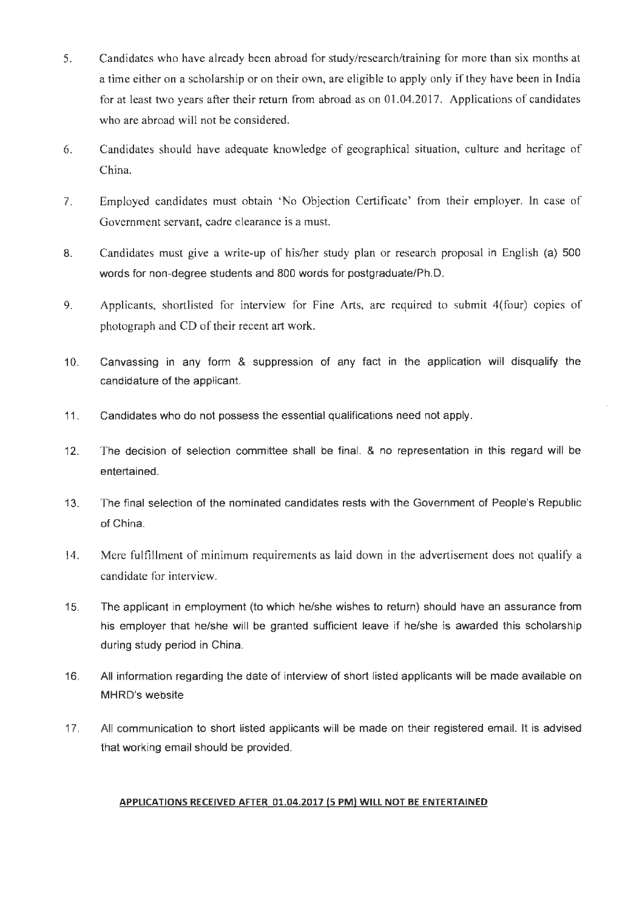5. Candidates who have already been abroad for study/research/training for more than six months at a time either on a scholarship or on their own, are eligible to apply only if they have been in India for at least two years after their return from abroad as on 01.04.2017. Applications of candidates who are abroad will not be considered.

6. Candidates should have adequate knowledge of geographical situation, culture and heritage of China.

7. Employed candidates must obtain 'No Objection Certificate' from their employer. In case of Government servant, cadre clearance is a must.

8. Candidates must give a write-up of his/her study plan or research proposal in English (a) 500 words for non-degree students and 800 words for postgraduate/Ph.D.

9. Applicants, shortlisted for interview for Fine Arts, are required to submit 4(four) copies of photograph and CD of their recent art work.

10. Canvassing in any form & suppression of any fact in the application will disqualify the candidature of the applicant.

11. Candidates who do not possess the essential qualifications need not apply.

12. The decision of selection committee shall be final. & no representation in this regard will be entertained.

13. The final selection of the nominated candidates rests with the Government of People's Republic of China.

14. Mere fulfillment of minimum requirements as laid down in the advertisement does not qualify a candidate for interview.

15. The applicant in employment (to which he/she wishes to return) should have an assurance from his employer that he/she will be granted sufficient leave if he/she is awarded this scholarship during study period in China.

16. All information regarding the date of interview of short listed applicants will be made available on MHRD's website

17. All communication to short listed applicants will be made on their registered email. It is advised that working email should be provided.

**APPLICATIONS RECEIVED AFTER 01.04.2017 (5 PM) WILL NOT BE ENTERTAINED**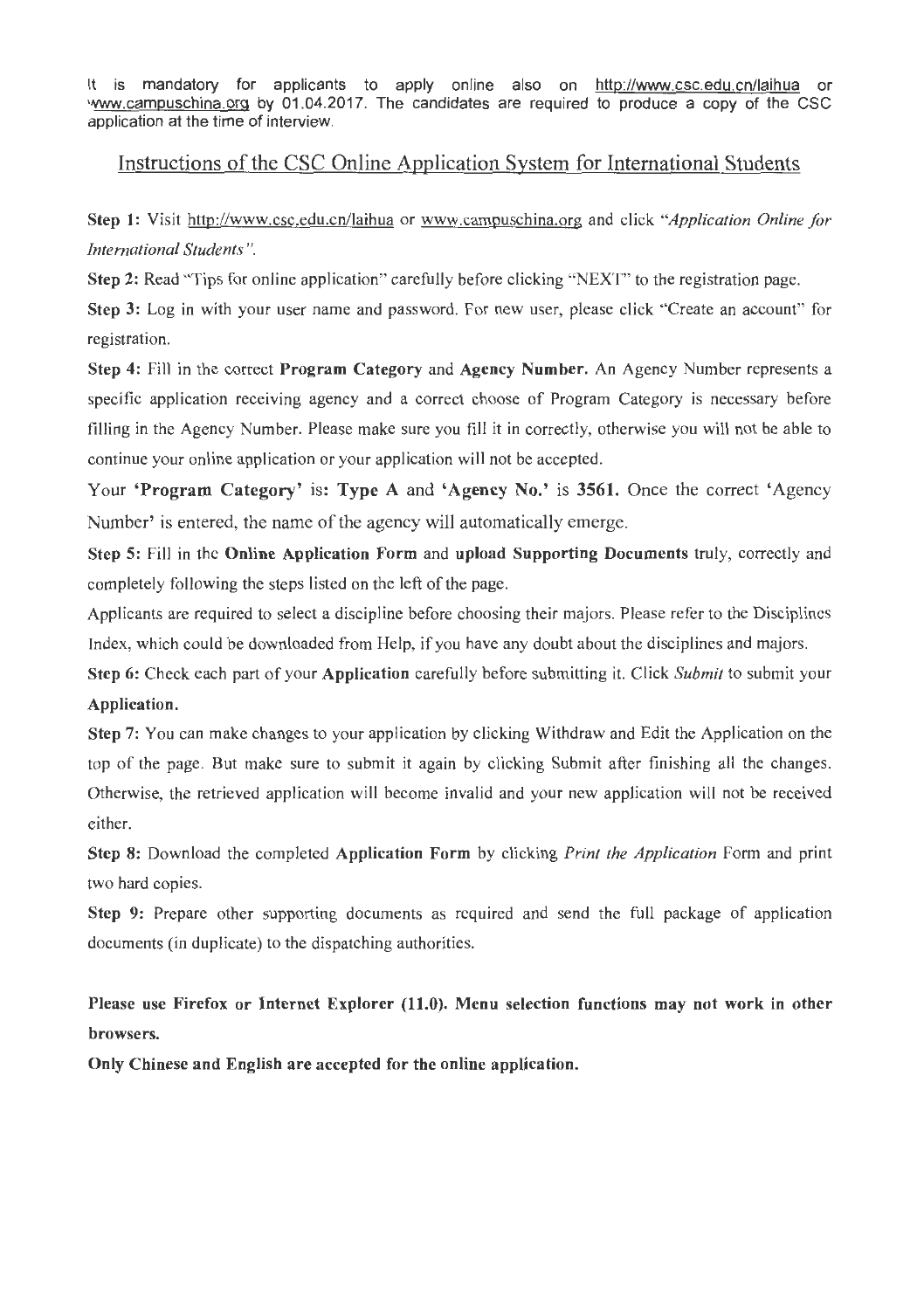It is mandatory for applicants to apply online also on http://www.csc.edu.cn/laihua or www.campuschina.org by 01.04.2017. The candidates are required to produce a copy of the CSC application at the time of interview.

## Instructions of the CSC Online Application System for International Students

**Step 1:** Visit http://www.csc.edu.cn/laihua or www.campuschina.org and click *"Application Online for International Students"*.

**Step 2:** Read "Tips for online application" carefully before clicking "NEXT" to the registration page.

**Step 3:** Log in with your user name and password. For new user, please click "Create an account" for registration.

**Step 4:** Fill in the correct **Program Category** and **Agency Number.** An Agency Number represents a specific application receiving agency and a correct choose of Program Category is necessary before filling in the Agency Number. Please make sure you fill it in correctly, otherwise you will not be able to continue your online application or your application will not be accepted.

Your **'Program Category'** is: **Type A** and **'Agency No.'** is **3561.** Once the correct 'Agency Number' is entered, the name of the agency will automatically emerge.

**Step 5:** Fill in the **Online Application Form** and **upload Supporting Documents** truly, correctly and completely following the steps listed on the left of the page.

Applicants are required to select a discipline before choosing their majors. Please refer to the Disciplines Index, which could be downloaded from Help, if you have any doubt about the disciplines and majors.

**Step 6:** Check each part of your **Application** carefully before submitting it. Click *Submit* to submit your **Application.**

**Step 7:** You can make changes to your application by clicking Withdraw and Edit the Application on the top of the page. But make sure to submit it again by clicking Submit after finishing all the changes. Otherwise, the retrieved application will become invalid and your new application will not be received either.

**Step 8:** Download the completed **Application Form** by clicking *Print the Application* Form and print two hard copies.

**Step 9:** Prepare other supporting documents as required and send the full package of application documents (in duplicate) to the dispatching authorities.

**Please use Firefox or Internet Explorer (11.0). Menu selection functions may not work in other browsers.**

**Only Chinese and English are accepted for the online application.**